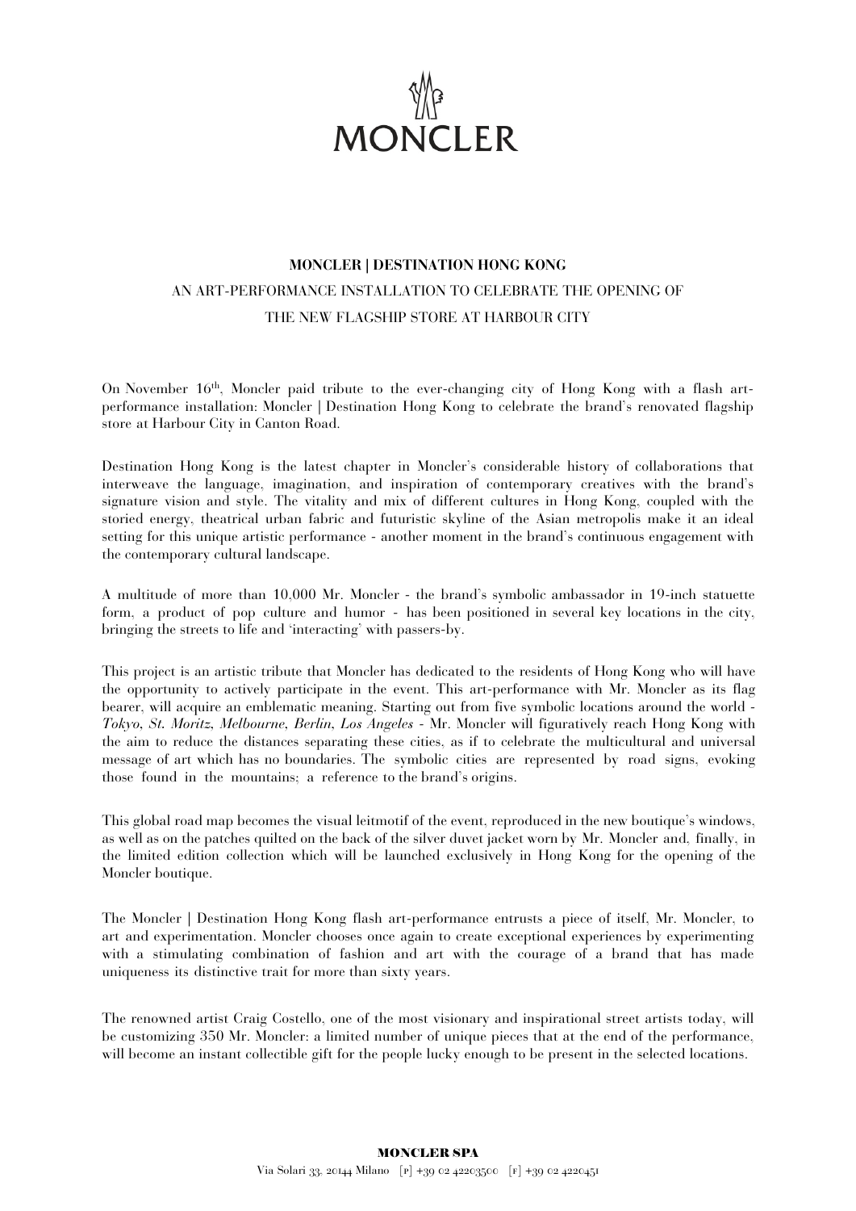MONCLER

**MONCLER | DESTINATION HONG KONG**

AN ART-PERFORMANCE INSTALLATION TO CELEBRATE THE OPENING OF THE NEW FLAGSHIP STORE AT HARBOUR CITY

On November 16th, Moncler paid tribute to the ever-changing city of Hong Kong with a flash art-performance installation: Moncler | Destination Hong Kong to celebrate the brand's renovated flagship store at Harbour City in Canton Road.

Destination Hong Kong is the latest chapter in Moncler's considerable history of collaborations that interweave the language, imagination, and inspiration of contemporary creatives with the brand's signature vision and style. The vitality and mix of different cultures in Hong Kong, coupled with the storied energy, theatrical urban fabric and futuristic skyline of the Asian metropolis make it an ideal setting for this unique artistic performance - another moment in the brand's continuous engagement with the contemporary cultural landscape.

A multitude of more than 10,000 Mr. Moncler - the brand's symbolic ambassador in 19-inch statuette form, a product of pop culture and humor - has been positioned in several key locations in the city, bringing the streets to life and 'interacting' with passers-by.

This project is an artistic tribute that Moncler has dedicated to the residents of Hong Kong who will have the opportunity to actively participate in the event. This art-performance with Mr. Moncler as its flag bearer, will acquire an emblematic meaning. Starting out from five symbolic locations around the world - *Tokyo*, *St. Moritz*, *Melbourne*, *Berlin*, *Los Angeles* - Mr. Moncler will figuratively reach Hong Kong with the aim to reduce the distances separating these cities, as if to celebrate the multicultural and universal message of art which has no boundaries. The symbolic cities are represented by road signs, evoking those found in the mountains; a reference to the brand's origins.

This global road map becomes the visual leitmotif of the event, reproduced in the new boutique's windows, as well as on the patches quilted on the back of the silver duvet jacket worn by Mr. Moncler and, finally, in the limited edition collection which will be launched exclusively in Hong Kong for the opening of the Moncler boutique.

The Moncler | Destination Hong Kong flash art-performance entrusts a piece of itself, Mr. Moncler, to art and experimentation. Moncler chooses once again to create exceptional experiences by experimenting with a stimulating combination of fashion and art with the courage of a brand that has made uniqueness its distinctive trait for more than sixty years.

The renowned artist Craig Costello, one of the most visionary and inspirational street artists today, will be customizing 350 Mr. Moncler: a limited number of unique pieces that at the end of the performance, will become an instant collectible gift for the people lucky enough to be present in the selected locations.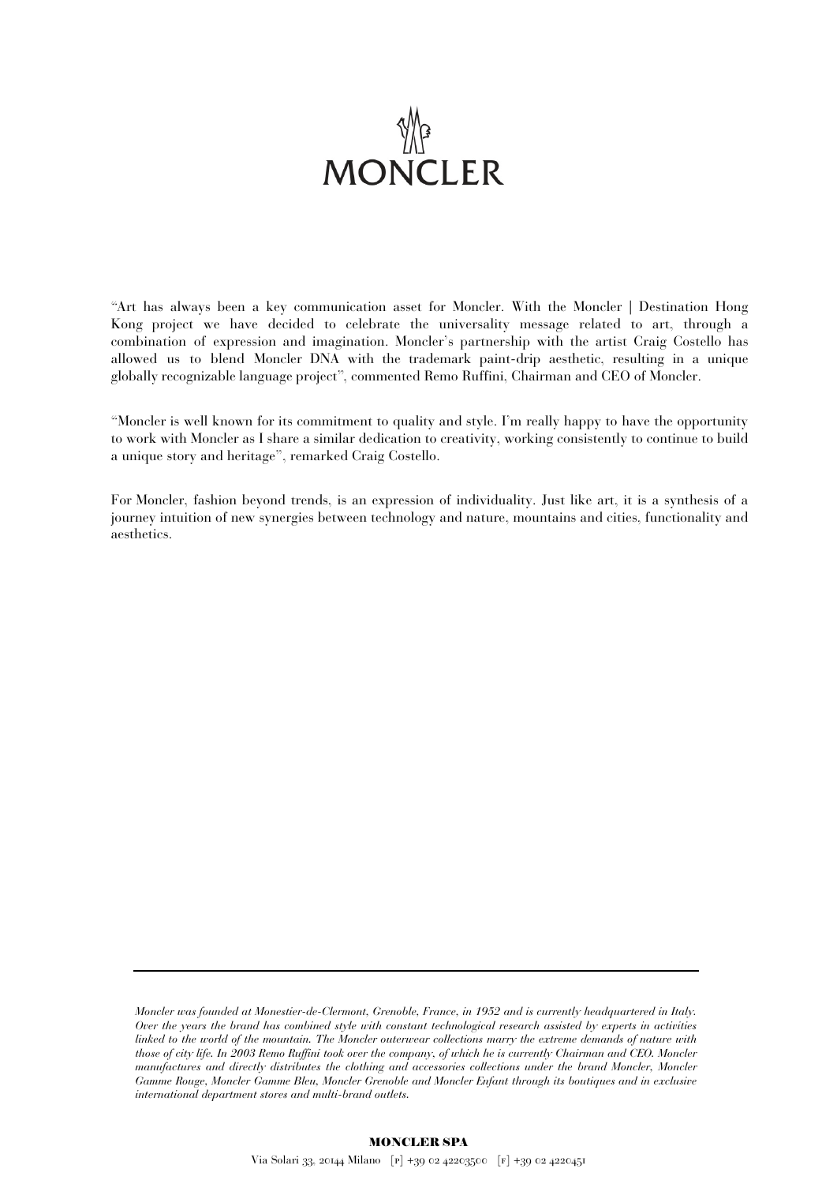MONCLER

“Art has always been a key communication asset for Moncler. With the Moncler | Destination Hong Kong project we have decided to celebrate the universality message related to art, through a combination of expression and imagination. Moncler's partnership with the artist Craig Costello has allowed us to blend Moncler DNA with the trademark paint-drip aesthetic, resulting in a unique globally recognizable language project”, commented Remo Ruffini, Chairman and CEO of Moncler.

“Moncler is well known for its commitment to quality and style. I'm really happy to have the opportunity to work with Moncler as I share a similar dedication to creativity, working consistently to continue to build a unique story and heritage”, remarked Craig Costello.

For Moncler, fashion beyond trends, is an expression of individuality. Just like art, it is a synthesis of a journey intuition of new synergies between technology and nature, mountains and cities, functionality and aesthetics.

---

*Moncler was founded at Monestier-de-Clermont, Grenoble, France, in 1952 and is currently headquartered in Italy. Over the years the brand has combined style with constant technological research assisted by experts in activities linked to the world of the mountain. The Moncler outerwear collections marry the extreme demands of nature with those of city life. In 2003 Remo Ruffini took over the company, of which he is currently Chairman and CEO. Moncler manufactures and directly distributes the clothing and accessories collections under the brand Moncler, Moncler Gamme Rouge, Moncler Gamme Bleu, Moncler Grenoble and Moncler Enfant through its boutiques and in exclusive international department stores and multi-brand outlets.*

**MONCLER SPA**

Via Solari 33, 20144 Milano [P] +39 02 42203500 [F] +39 02 4220451